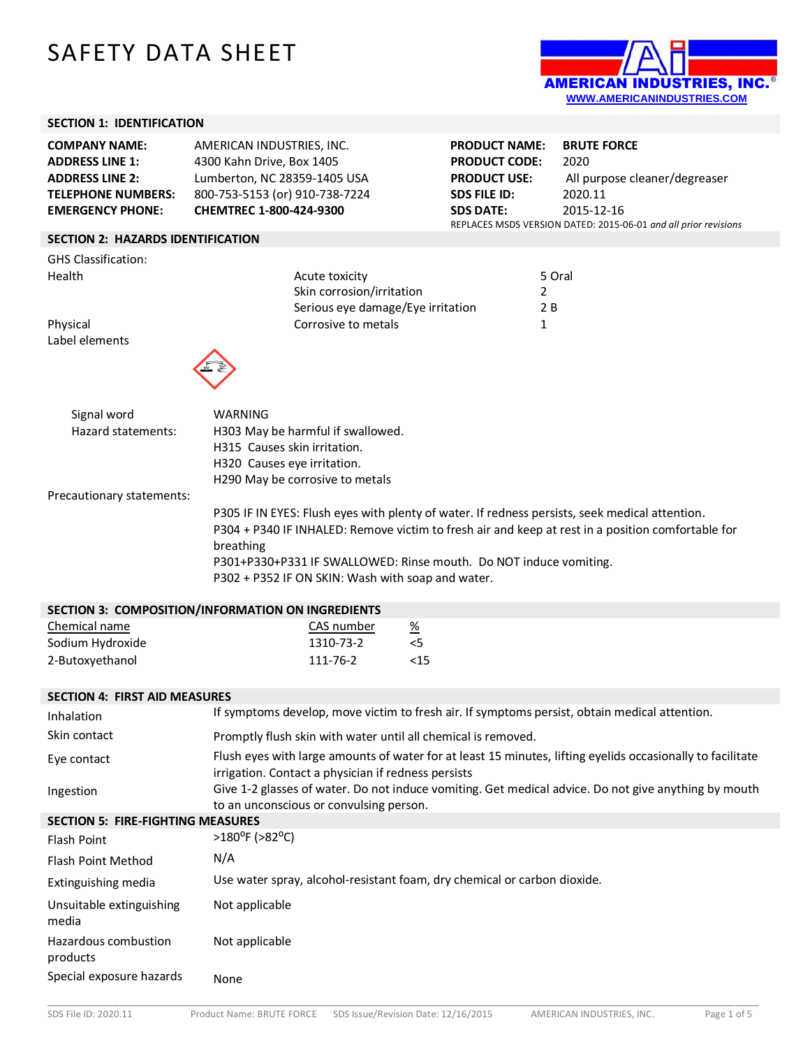# SAFETY DATA SHEET

AMERICAN INDUSTRIES, INC.®
WWW.AMERICANINDUSTRIES.COM

## SECTION 1: IDENTIFICATION

| | |
|---|---|
| **COMPANY NAME:** | AMERICAN INDUSTRIES, INC. |
| **ADDRESS LINE 1:** | 4300 Kahn Drive, Box 1405 |
| **ADDRESS LINE 2:** | Lumberton, NC 28359-1405 USA |
| **TELEPHONE NUMBERS:** | 800-753-5153 (or) 910-738-7224 |
| **EMERGENCY PHONE:** | **CHEMTREC 1-800-424-9300** |

| | |
|---|---|
| **PRODUCT NAME:** | **BRUTE FORCE** |
| **PRODUCT CODE:** | 2020 |
| **PRODUCT USE:** | All purpose cleaner/degreaser |
| **SDS FILE ID:** | 2020.11 |
| **SDS DATE:** | 2015-12-16 |

REPLACES MSDS VERSION DATED: 2015-06-01 *and all prior revisions*

## SECTION 2: HAZARDS IDENTIFICATION

GHS Classification:

| | | |
|---|---|---|
| Health | Acute toxicity | 5 Oral |
| | Skin corrosion/irritation | 2 |
| | Serious eye damage/Eye irritation | 2 B |
| Physical | Corrosive to metals | 1 |

Label elements

Signal word: WARNING

Hazard statements:
- H303 May be harmful if swallowed.
- H315 Causes skin irritation.
- H320 Causes eye irritation.
- H290 May be corrosive to metals

Precautionary statements:
- P305 IF IN EYES: Flush eyes with plenty of water. If redness persists, seek medical attention.
- P304 + P340 IF INHALED: Remove victim to fresh air and keep at rest in a position comfortable for breathing
- P301+P330+P331 IF SWALLOWED: Rinse mouth. Do NOT induce vomiting.
- P302 + P352 IF ON SKIN: Wash with soap and water.

## SECTION 3: COMPOSITION/INFORMATION ON INGREDIENTS

| Chemical name | CAS number | % |
|---|---|---|
| Sodium Hydroxide | 1310-73-2 | <5 |
| 2-Butoxyethanol | 111-76-2 | <15 |

## SECTION 4: FIRST AID MEASURES

| | |
|---|---|
| Inhalation | If symptoms develop, move victim to fresh air. If symptoms persist, obtain medical attention. |
| Skin contact | Promptly flush skin with water until all chemical is removed. |
| Eye contact | Flush eyes with large amounts of water for at least 15 minutes, lifting eyelids occasionally to facilitate irrigation. Contact a physician if redness persists |
| Ingestion | Give 1-2 glasses of water. Do not induce vomiting. Get medical advice. Do not give anything by mouth to an unconscious or convulsing person. |

## SECTION 5: FIRE-FIGHTING MEASURES

| | |
|---|---|
| Flash Point | >180°F (>82°C) |
| Flash Point Method | N/A |
| Extinguishing media | Use water spray, alcohol-resistant foam, dry chemical or carbon dioxide. |
| Unsuitable extinguishing media | Not applicable |
| Hazardous combustion products | Not applicable |
| Special exposure hazards | None |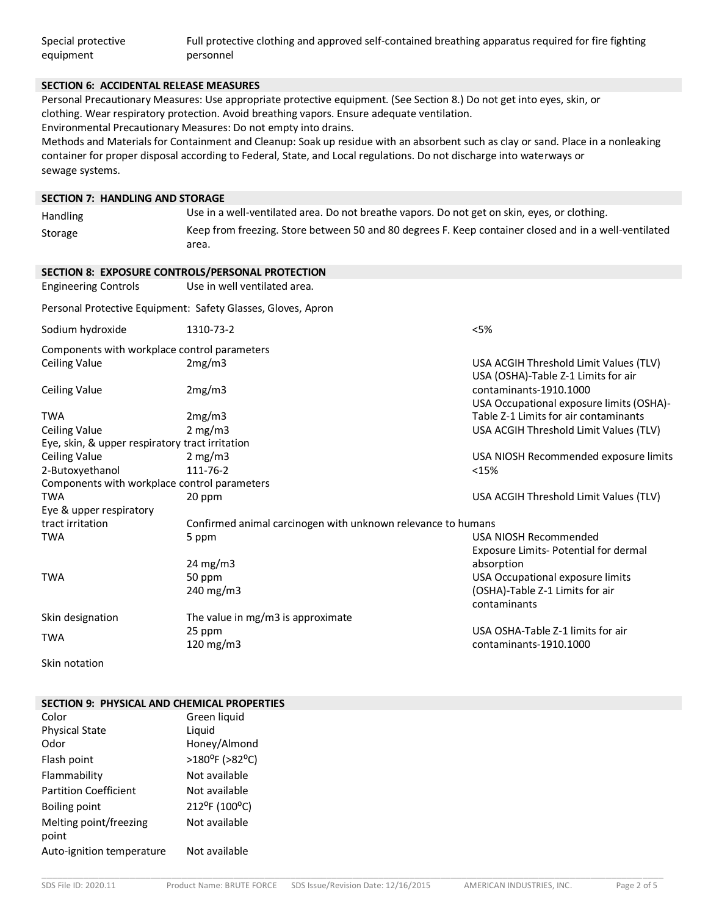| | |
|---|---|
| Special protective equipment | Full protective clothing and approved self-contained breathing apparatus required for fire fighting personnel |

## SECTION 6: ACCIDENTAL RELEASE MEASURES

Personal Precautionary Measures: Use appropriate protective equipment. (See Section 8.) Do not get into eyes, skin, or clothing. Wear respiratory protection. Avoid breathing vapors. Ensure adequate ventilation.

Environmental Precautionary Measures: Do not empty into drains.

Methods and Materials for Containment and Cleanup: Soak up residue with an absorbent such as clay or sand. Place in a nonleaking container for proper disposal according to Federal, State, and Local regulations. Do not discharge into waterways or sewage systems.

## SECTION 7: HANDLING AND STORAGE

| | |
|---|---|
| Handling | Use in a well-ventilated area. Do not breathe vapors. Do not get on skin, eyes, or clothing. |
| Storage | Keep from freezing. Store between 50 and 80 degrees F. Keep container closed and in a well-ventilated area. |

## SECTION 8: EXPOSURE CONTROLS/PERSONAL PROTECTION

| | |
|---|---|
| Engineering Controls | Use in well ventilated area. |

Personal Protective Equipment: Safety Glasses, Gloves, Apron

| | | |
|---|---|---|
| Sodium hydroxide | 1310-73-2 | <5% |
| Components with workplace control parameters | | |
| Ceiling Value | 2mg/m3 | USA ACGIH Threshold Limit Values (TLV) |
| Ceiling Value | 2mg/m3 | USA (OSHA)-Table Z-1 Limits for air contaminants-1910.1000 |
| TWA | 2mg/m3 | USA Occupational exposure limits (OSHA)-Table Z-1 Limits for air contaminants |
| Ceiling Value | 2 mg/m3 | USA ACGIH Threshold Limit Values (TLV) |
| Eye, skin, & upper respiratory tract irritation | | |
| Ceiling Value | 2 mg/m3 | USA NIOSH Recommended exposure limits |
| 2-Butoxyethanol | 111-76-2 | <15% |
| Components with workplace control parameters | | |
| TWA | 20 ppm | USA ACGIH Threshold Limit Values (TLV) |
| Eye & upper respiratory tract irritation | Confirmed animal carcinogen with unknown relevance to humans | |
| TWA | 5 ppm<br>24 mg/m3 | USA NIOSH Recommended Exposure Limits- Potential for dermal absorption |
| TWA | 50 ppm<br>240 mg/m3 | USA Occupational exposure limits (OSHA)-Table Z-1 Limits for air contaminants |
| Skin designation | The value in mg/m3 is approximate | |
| TWA | 25 ppm<br>120 mg/m3 | USA OSHA-Table Z-1 limits for air contaminants-1910.1000 |
| Skin notation | | |

## SECTION 9: PHYSICAL AND CHEMICAL PROPERTIES

| | |
|---|---|
| Color | Green liquid |
| Physical State | Liquid |
| Odor | Honey/Almond |
| Flash point | >180$^{o}$F (>82$^{o}$C) |
| Flammability | Not available |
| Partition Coefficient | Not available |
| Boiling point | 212$^{o}$F (100$^{o}$C) |
| Melting point/freezing point | Not available |
| Auto-ignition temperature | Not available |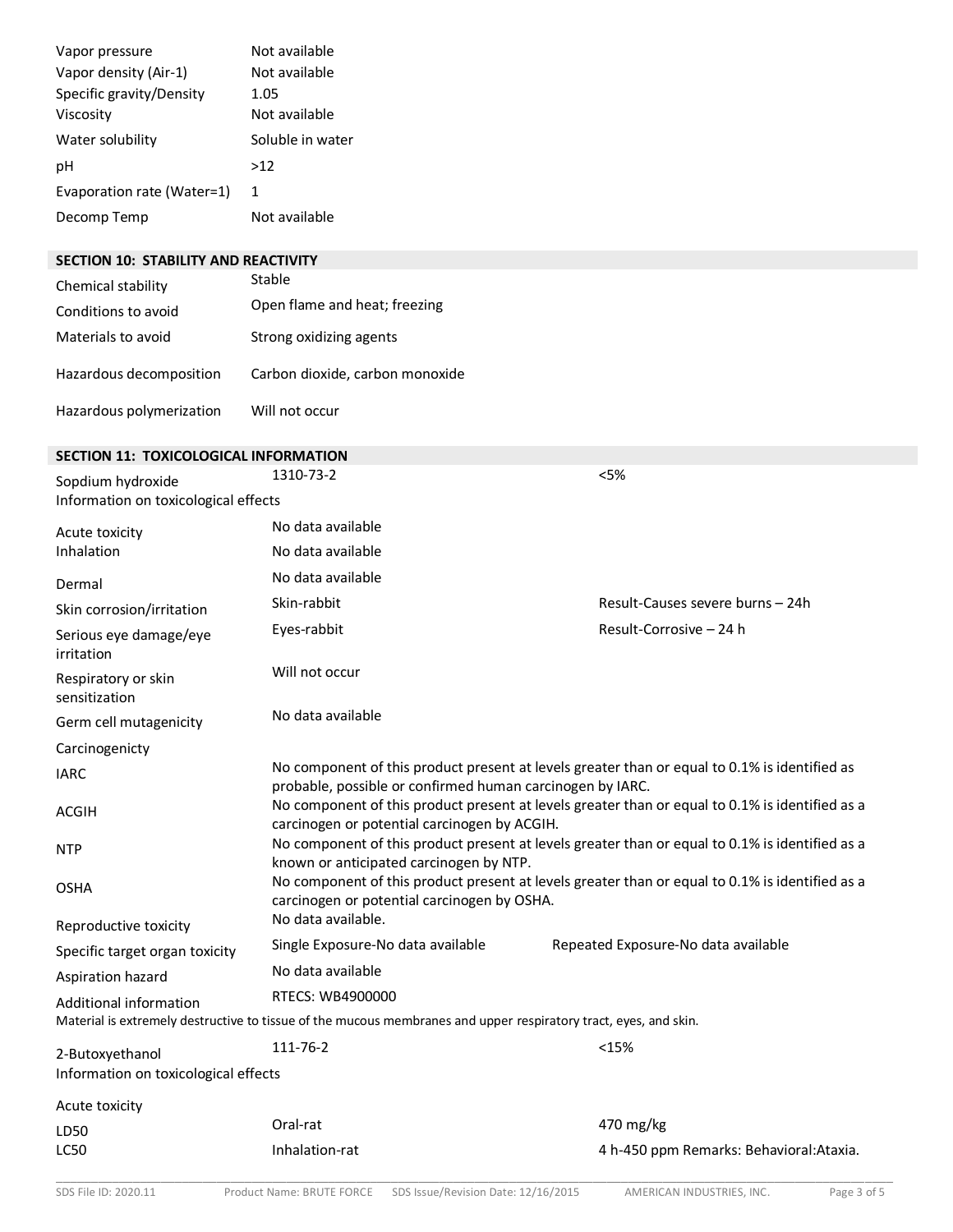| | |
|---|---|
| Vapor pressure | Not available |
| Vapor density (Air-1) | Not available |
| Specific gravity/Density | 1.05 |
| Viscosity | Not available |
| Water solubility | Soluble in water |
| pH | >12 |
| Evaporation rate (Water=1) | 1 |
| Decomp Temp | Not available |

## SECTION 10: STABILITY AND REACTIVITY

| | |
|---|---|
| Chemical stability | Stable |
| Conditions to avoid | Open flame and heat; freezing |
| Materials to avoid | Strong oxidizing agents |
| Hazardous decomposition | Carbon dioxide, carbon monoxide |
| Hazardous polymerization | Will not occur |

## SECTION 11: TOXICOLOGICAL INFORMATION

| | | |
|---|---|---|
| Sopdium hydroxide | 1310-73-2 | <5% |
| Information on toxicological effects | | |
| Acute toxicity | No data available | |
| Inhalation | No data available | |
| Dermal | No data available | |
| Skin corrosion/irritation | Skin-rabbit | Result-Causes severe burns – 24h |
| Serious eye damage/eye irritation | Eyes-rabbit | Result-Corrosive – 24 h |
| Respiratory or skin sensitization | Will not occur | |
| Germ cell mutagenicity | No data available | |
| Carcinogenicty | | |
| IARC | No component of this product present at levels greater than or equal to 0.1% is identified as probable, possible or confirmed human carcinogen by IARC. | |
| ACGIH | No component of this product present at levels greater than or equal to 0.1% is identified as a carcinogen or potential carcinogen by ACGIH. | |
| NTP | No component of this product present at levels greater than or equal to 0.1% is identified as a known or anticipated carcinogen by NTP. | |
| OSHA | No component of this product present at levels greater than or equal to 0.1% is identified as a carcinogen or potential carcinogen by OSHA. | |
| Reproductive toxicity | No data available. | |
| Specific target organ toxicity | Single Exposure-No data available | Repeated Exposure-No data available |
| Aspiration hazard | No data available | |
| Additional information | RTECS: WB4900000 | |

Material is extremely destructive to tissue of the mucous membranes and upper respiratory tract, eyes, and skin.

| | | |
|---|---|---|
| 2-Butoxyethanol | 111-76-2 | <15% |
| Information on toxicological effects | | |
| Acute toxicity | | |
| LD50 | Oral-rat | 470 mg/kg |
| LC50 | Inhalation-rat | 4 h-450 ppm Remarks: Behavioral:Ataxia. |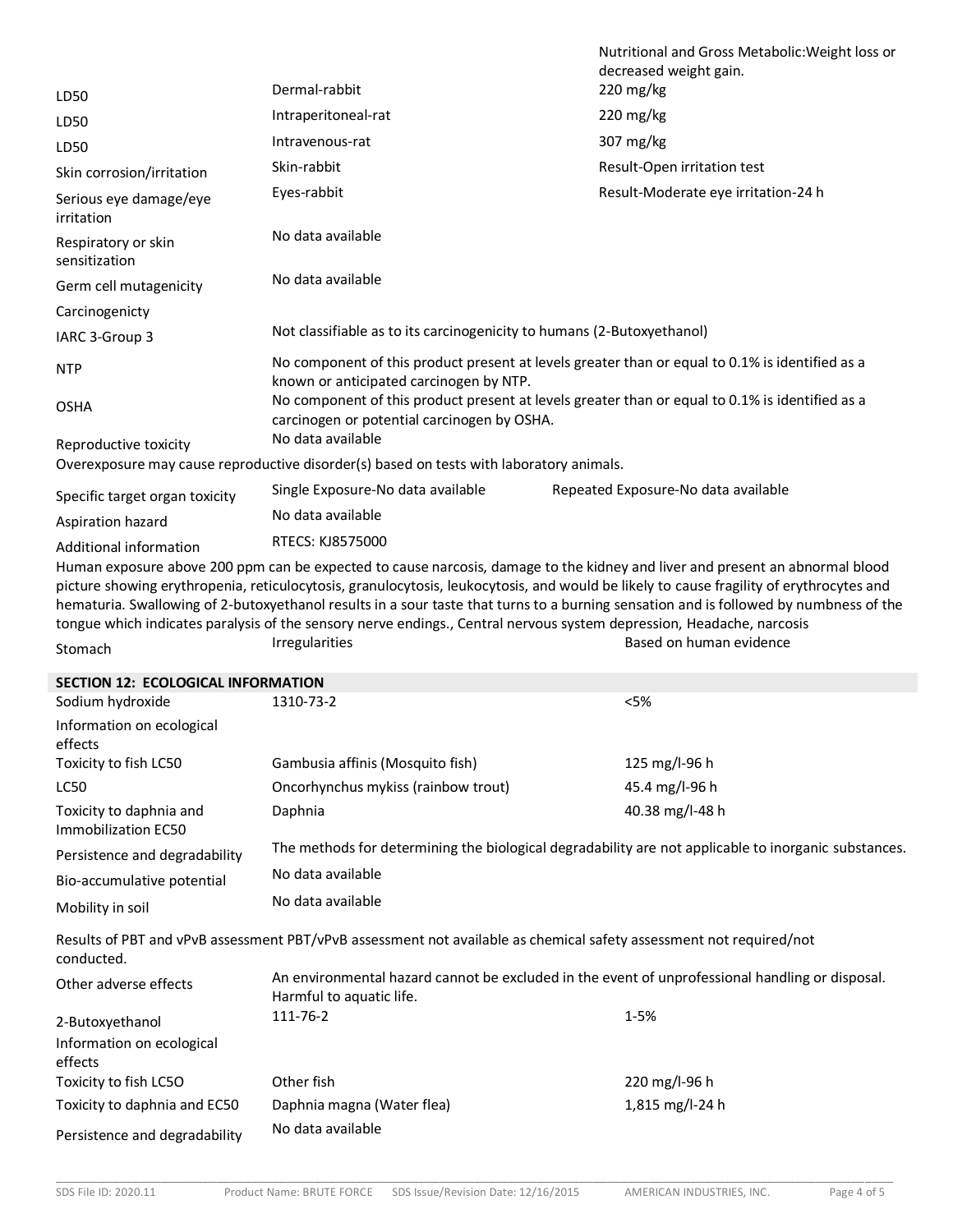| | | |
|---|---|---|
| | | Nutritional and Gross Metabolic:Weight loss or decreased weight gain. |
| LD50 | Dermal-rabbit | 220 mg/kg |
| LD50 | Intraperitoneal-rat | 220 mg/kg |
| LD50 | Intravenous-rat | 307 mg/kg |
| Skin corrosion/irritation | Skin-rabbit | Result-Open irritation test |
| Serious eye damage/eye irritation | Eyes-rabbit | Result-Moderate eye irritation-24 h |
| Respiratory or skin sensitization | No data available | |
| Germ cell mutagenicity | No data available | |
| Carcinogenicty | | |
| IARC 3-Group 3 | Not classifiable as to its carcinogenicity to humans (2-Butoxyethanol) | |
| NTP | No component of this product present at levels greater than or equal to 0.1% is identified as a known or anticipated carcinogen by NTP. | |
| OSHA | No component of this product present at levels greater than or equal to 0.1% is identified as a carcinogen or potential carcinogen by OSHA. | |
| Reproductive toxicity | No data available | |

Overexposure may cause reproductive disorder(s) based on tests with laboratory animals.

| | | |
|---|---|---|
| Specific target organ toxicity | Single Exposure-No data available | Repeated Exposure-No data available |
| Aspiration hazard | No data available | |
| Additional information | RTECS: KJ8575000 | |

Human exposure above 200 ppm can be expected to cause narcosis, damage to the kidney and liver and present an abnormal blood picture showing erythropenia, reticulocytosis, granulocytosis, leukocytosis, and would be likely to cause fragility of erythrocytes and hematuria. Swallowing of 2-butoxyethanol results in a sour taste that turns to a burning sensation and is followed by numbness of the tongue which indicates paralysis of the sensory nerve endings., Central nervous system depression, Headache, narcosis

| | | |
|---|---|---|
| Stomach | Irregularities | Based on human evidence |

## SECTION 12: ECOLOGICAL INFORMATION

| | | |
|---|---|---|
| Sodium hydroxide | 1310-73-2 | <5% |
| Information on ecological effects | | |
| Toxicity to fish LC50 | Gambusia affinis (Mosquito fish) | 125 mg/l-96 h |
| LC50 | Oncorhynchus mykiss (rainbow trout) | 45.4 mg/l-96 h |
| Toxicity to daphnia and Immobilization EC50 | Daphnia | 40.38 mg/l-48 h |
| Persistence and degradability | The methods for determining the biological degradability are not applicable to inorganic substances. | |
| Bio-accumulative potential | No data available | |
| Mobility in soil | No data available | |

Results of PBT and vPvB assessment PBT/vPvB assessment not available as chemical safety assessment not required/not conducted.

| | | |
|---|---|---|
| Other adverse effects | An environmental hazard cannot be excluded in the event of unprofessional handling or disposal. Harmful to aquatic life. | |
| 2-Butoxyethanol | 111-76-2 | 1-5% |
| Information on ecological effects | | |
| Toxicity to fish LC5O | Other fish | 220 mg/l-96 h |
| Toxicity to daphnia and EC50 | Daphnia magna (Water flea) | 1,815 mg/l-24 h |
| Persistence and degradability | No data available | |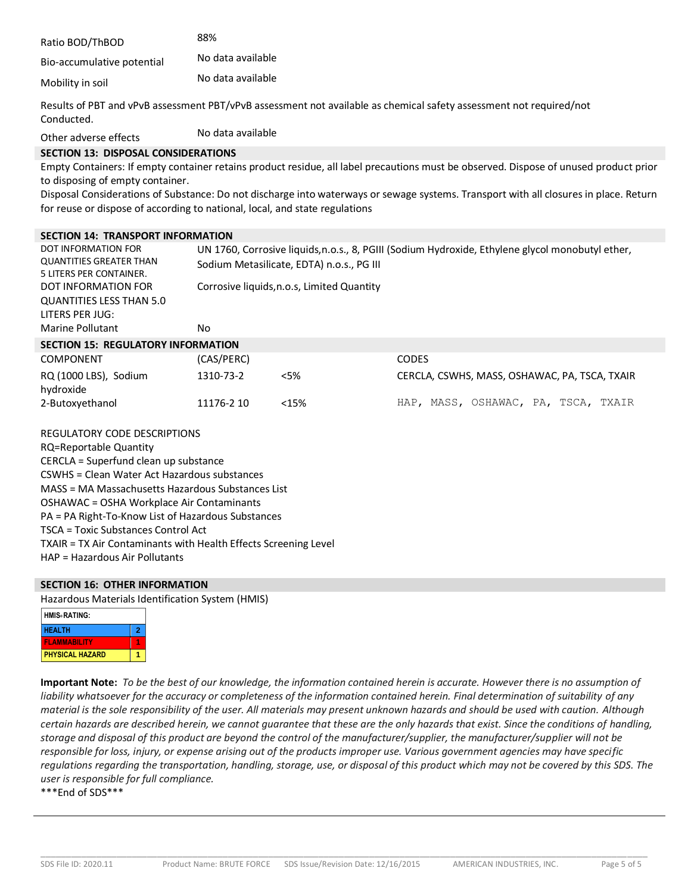| | |
|---|---|
| Ratio BOD/ThBOD | 88% |
| Bio-accumulative potential | No data available |
| Mobility in soil | No data available |

Results of PBT and vPvB assessment PBT/vPvB assessment not available as chemical safety assessment not required/not Conducted.

| | |
|---|---|
| Other adverse effects | No data available |

## SECTION 13: DISPOSAL CONSIDERATIONS

Empty Containers: If empty container retains product residue, all label precautions must be observed. Dispose of unused product prior to disposing of empty container.

Disposal Considerations of Substance: Do not discharge into waterways or sewage systems. Transport with all closures in place. Return for reuse or dispose of according to national, local, and state regulations

## SECTION 14: TRANSPORT INFORMATION

| | |
|---|---|
| DOT INFORMATION FOR QUANTITIES GREATER THAN 5 LITERS PER CONTAINER. | UN 1760, Corrosive liquids,n.o.s., 8, PGIII (Sodium Hydroxide, Ethylene glycol monobutyl ether, Sodium Metasilicate, EDTA) n.o.s., PG III |
| DOT INFORMATION FOR QUANTITIES LESS THAN 5.0 LITERS PER JUG: | Corrosive liquids,n.o.s, Limited Quantity |
| Marine Pollutant | No |

## SECTION 15: REGULATORY INFORMATION

| COMPONENT | (CAS/PERC) | | CODES |
|---|---|---|---|
| RQ (1000 LBS), Sodium hydroxide | 1310-73-2 | <5% | CERCLA, CSWHS, MASS, OSHAWAC, PA, TSCA, TXAIR |
| 2-Butoxyethanol | 11176-2 10 | <15% | HAP, MASS, OSHAWAC, PA, TSCA, TXAIR |

REGULATORY CODE DESCRIPTIONS
RQ=Reportable Quantity
CERCLA = Superfund clean up substance
CSWHS = Clean Water Act Hazardous substances
MASS = MA Massachusetts Hazardous Substances List
OSHAWAC = OSHA Workplace Air Contaminants
PA = PA Right-To-Know List of Hazardous Substances
TSCA = Toxic Substances Control Act
TXAIR = TX Air Contaminants with Health Effects Screening Level
HAP = Hazardous Air Pollutants

## SECTION 16: OTHER INFORMATION

Hazardous Materials Identification System (HMIS)

| HMIS® RATING: | |
|---|---|
| HEALTH | 2 |
| FLAMMABILITY | 1 |
| PHYSICAL HAZARD | 1 |

**Important Note:** *To be the best of our knowledge, the information contained herein is accurate. However there is no assumption of liability whatsoever for the accuracy or completeness of the information contained herein. Final determination of suitability of any material is the sole responsibility of the user. All materials may present unknown hazards and should be used with caution. Although certain hazards are described herein, we cannot guarantee that these are the only hazards that exist. Since the conditions of handling, storage and disposal of this product are beyond the control of the manufacturer/supplier, the manufacturer/supplier will not be responsible for loss, injury, or expense arising out of the products improper use. Various government agencies may have specific regulations regarding the transportation, handling, storage, use, or disposal of this product which may not be covered by this SDS. The user is responsible for full compliance.*

***End of SDS***